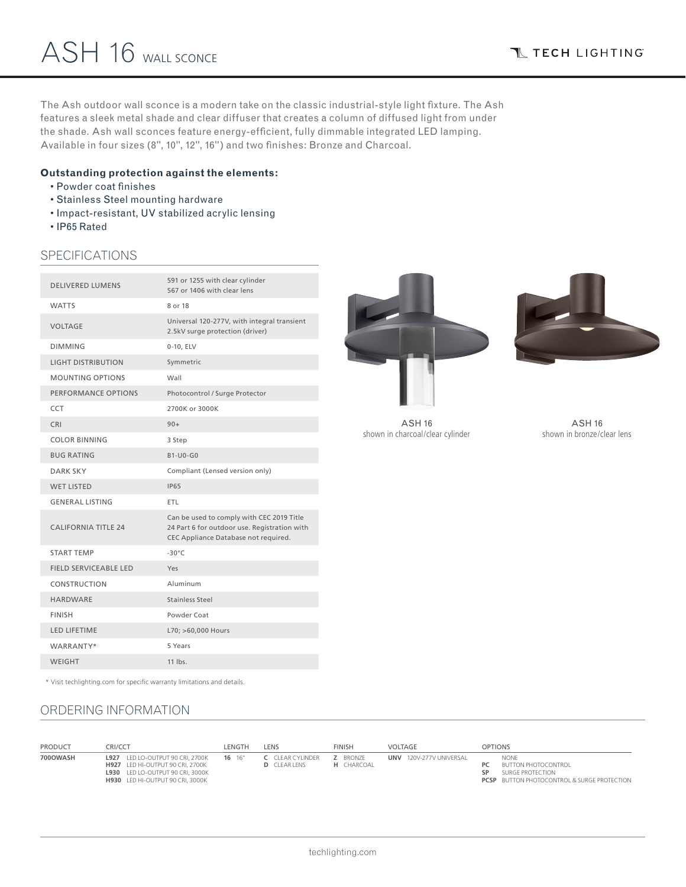# ASH 16 WALL SCONCE

TECH LIGHTING

The Ash outdoor wall sconce is a modern take on the classic industrial-style light fixture. The Ash features a sleek metal shade and clear diffuser that creates a column of diffused light from under the shade. Ash wall sconces feature energy-efficient, fully dimmable integrated LED lamping. Available in four sizes (8'', 10'', 12'', 16'') and two finishes: Bronze and Charcoal.

**Outstanding protection against the elements:**

- Powder coat finishes
- Stainless Steel mounting hardware
- Impact-resistant, UV stabilized acrylic lensing
- IP65 Rated

## SPECIFICATIONS

| | |
|---|---|
| DELIVERED LUMENS | 591 or 1255 with clear cylinder<br>567 or 1406 with clear lens |
| WATTS | 8 or 18 |
| VOLTAGE | Universal 120-277V, with integral transient 2.5kV surge protection (driver) |
| DIMMING | 0-10, ELV |
| LIGHT DISTRIBUTION | Symmetric |
| MOUNTING OPTIONS | Wall |
| PERFORMANCE OPTIONS | Photocontrol / Surge Protector |
| CCT | 2700K or 3000K |
| CRI | 90+ |
| COLOR BINNING | 3 Step |
| BUG RATING | B1-U0-G0 |
| DARK SKY | Compliant (Lensed version only) |
| WET LISTED | IP65 |
| GENERAL LISTING | ETL |
| CALIFORNIA TITLE 24 | Can be used to comply with CEC 2019 Title 24 Part 6 for outdoor use. Registration with CEC Appliance Database not required. |
| START TEMP | -30°C |
| FIELD SERVICEABLE LED | Yes |
| CONSTRUCTION | Aluminum |
| HARDWARE | Stainless Steel |
| FINISH | Powder Coat |
| LED LIFETIME | L70; >60,000 Hours |
| WARRANTY* | 5 Years |
| WEIGHT | 11 lbs. |

\* Visit techlighting.com for specific warranty limitations and details.

ASH 16
shown in charcoal/clear cylinder

ASH 16
shown in bronze/clear lens

## ORDERING INFORMATION

| PRODUCT | CRI/CCT | LENGTH | LENS | FINISH | VOLTAGE | OPTIONS |
|---|---|---|---|---|---|---|
| **700OWASH** | **L927** LED LO-OUTPUT 90 CRI, 2700K<br>**H927** LED HI-OUTPUT 90 CRI, 2700K<br>**L930** LED LO-OUTPUT 90 CRI, 3000K<br>**H930** LED HI-OUTPUT 90 CRI, 3000K | **16** 16" | **C** CLEAR CYLINDER<br>**D** CLEAR LENS | **Z** BRONZE<br>**H** CHARCOAL | **UNV** 120V-277V UNIVERSAL | NONE<br>**PC** BUTTON PHOTOCONTROL<br>**SP** SURGE PROTECTION<br>**PCSP** BUTTON PHOTOCONTROL & SURGE PROTECTION |

techlighting.com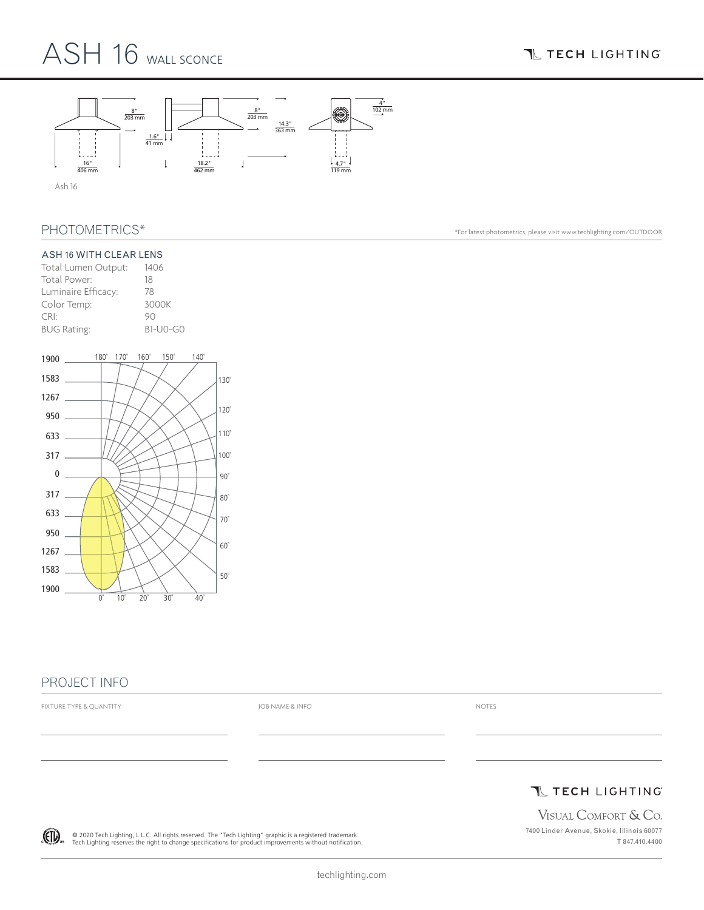# ASH 16 WALL SCONCE

TECH LIGHTING

8"
203 mm

1.6"
41 mm

16"
406 mm

8"
203 mm

14.3"
363 mm

18.2"
462 mm

4"
102 mm

4.7"
119 mm

Ash 16

## PHOTOMETRICS*

*For latest photometrics, please visit www.techlighting.com/OUTDOOR

### ASH 16 WITH CLEAR LENS

| | |
|---|---|
| Total Lumen Output: | 1406 |
| Total Power: | 18 |
| Luminaire Efficacy: | 78 |
| Color Temp: | 3000K |
| CRI: | 90 |
| BUG Rating: | B1-U0-G0 |

1900
1583
1267
950
633
317
0
317
633
950
1267
1583
1900

180° 170° 160° 150° 140°
130°
120°
110°
100°
90°
80°
70°
60°
50°
0° 10° 20° 30° 40°

## PROJECT INFO

FIXTURE TYPE & QUANTITY

JOB NAME & INFO

NOTES

TECH LIGHTING

VISUAL COMFORT & CO.

7400 Linder Avenue, Skokie, Illinois 60077
T 847.410.4400

© 2020 Tech Lighting, L.L.C. All rights reserved. The "Tech Lighting" graphic is a registered trademark.
Tech Lighting reserves the right to change specifications for product improvements without notification.

techlighting.com